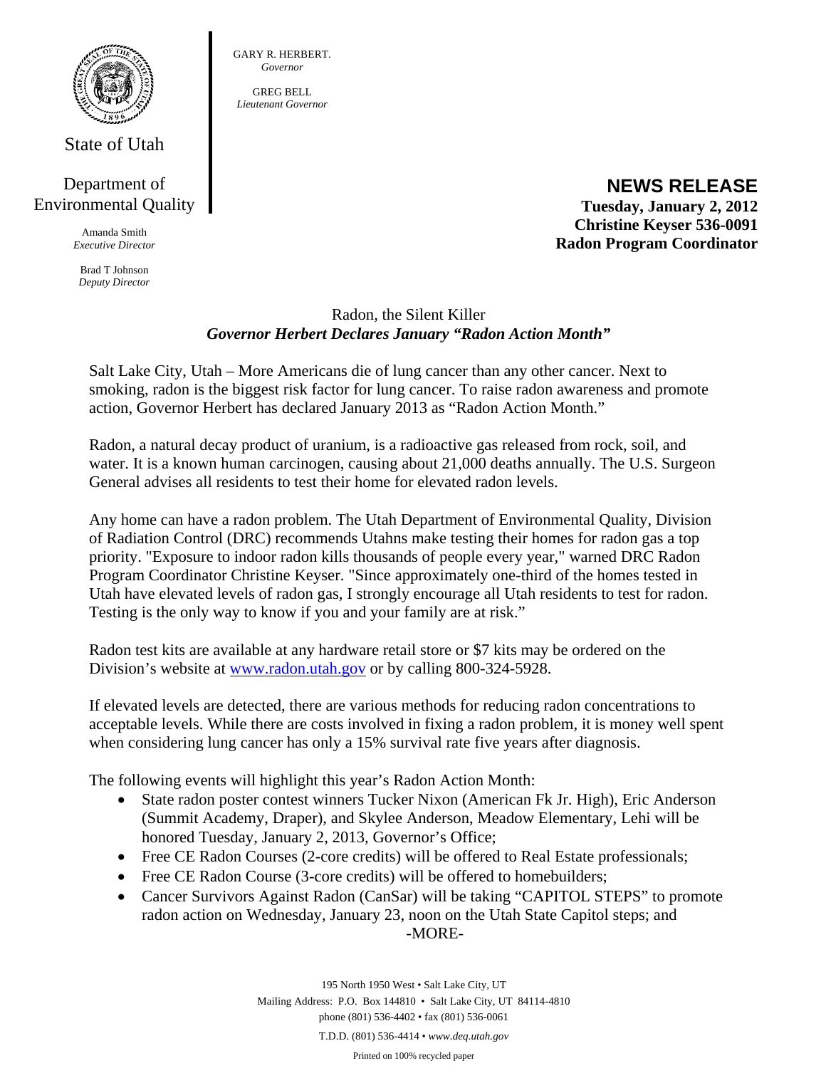State of Utah

Department of Environmental Quality

Amanda Smith
*Executive Director*

Brad T Johnson
*Deputy Director*

GARY R. HERBERT.
*Governor*

GREG BELL
*Lieutenant Governor*

**NEWS RELEASE**
**Tuesday, January 2, 2012**
**Christine Keyser 536-0091**
**Radon Program Coordinator**

Radon, the Silent Killer
***Governor Herbert Declares January "Radon Action Month"***

Salt Lake City, Utah – More Americans die of lung cancer than any other cancer. Next to smoking, radon is the biggest risk factor for lung cancer. To raise radon awareness and promote action, Governor Herbert has declared January 2013 as "Radon Action Month."

Radon, a natural decay product of uranium, is a radioactive gas released from rock, soil, and water. It is a known human carcinogen, causing about 21,000 deaths annually. The U.S. Surgeon General advises all residents to test their home for elevated radon levels.

Any home can have a radon problem. The Utah Department of Environmental Quality, Division of Radiation Control (DRC) recommends Utahns make testing their homes for radon gas a top priority. "Exposure to indoor radon kills thousands of people every year," warned DRC Radon Program Coordinator Christine Keyser. "Since approximately one-third of the homes tested in Utah have elevated levels of radon gas, I strongly encourage all Utah residents to test for radon. Testing is the only way to know if you and your family are at risk."

Radon test kits are available at any hardware retail store or $7 kits may be ordered on the Division's website at [www.radon.utah.gov](http://www.radon.utah.gov) or by calling 800-324-5928.

If elevated levels are detected, there are various methods for reducing radon concentrations to acceptable levels. While there are costs involved in fixing a radon problem, it is money well spent when considering lung cancer has only a 15% survival rate five years after diagnosis.

The following events will highlight this year's Radon Action Month:

- State radon poster contest winners Tucker Nixon (American Fk Jr. High), Eric Anderson (Summit Academy, Draper), and Skylee Anderson, Meadow Elementary, Lehi will be honored Tuesday, January 2, 2013, Governor's Office;
- Free CE Radon Courses (2-core credits) will be offered to Real Estate professionals;
- Free CE Radon Course (3-core credits) will be offered to homebuilders;
- Cancer Survivors Against Radon (CanSar) will be taking "CAPITOL STEPS" to promote radon action on Wednesday, January 23, noon on the Utah State Capitol steps; and

-MORE-

195 North 1950 West • Salt Lake City, UT
Mailing Address: P.O. Box 144810 • Salt Lake City, UT 84114-4810
phone (801) 536-4402 • fax (801) 536-0061
T.D.D. (801) 536-4414 • *www.deq.utah.gov*
Printed on 100% recycled paper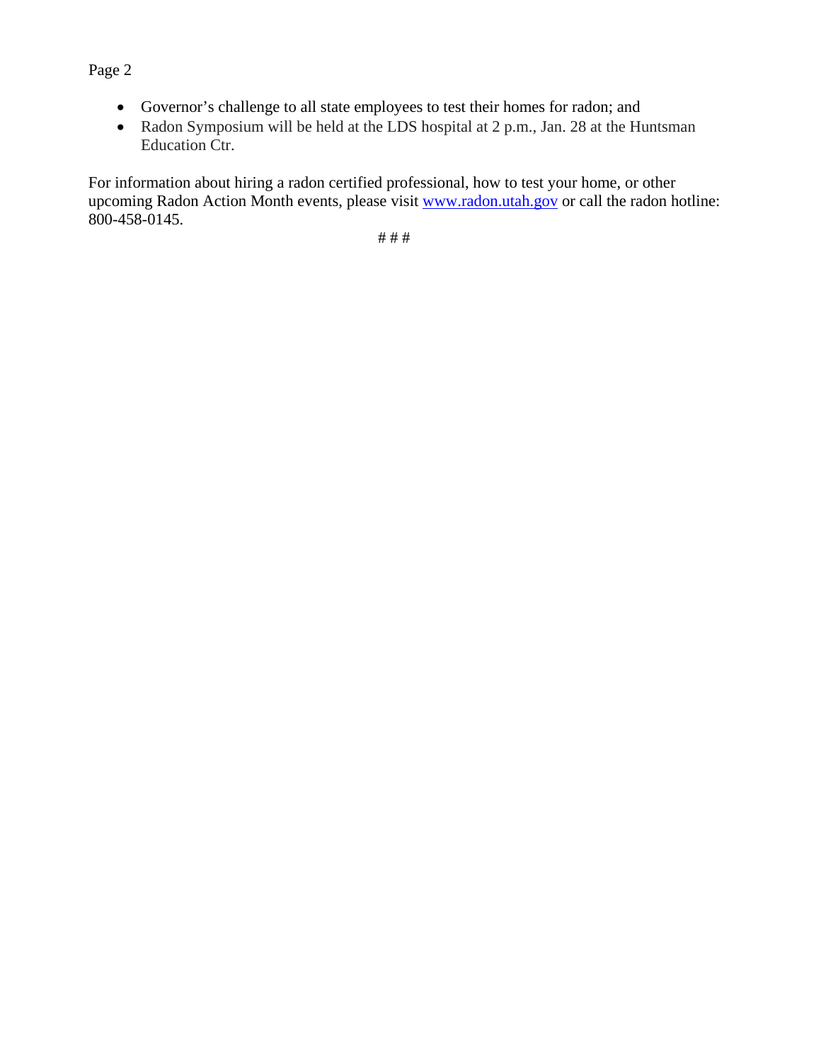- Governor's challenge to all state employees to test their homes for radon; and
- Radon Symposium will be held at the LDS hospital at 2 p.m., Jan. 28 at the Huntsman Education Ctr.

For information about hiring a radon certified professional, how to test your home, or other upcoming Radon Action Month events, please visit [www.radon.utah.gov](http://www.radon.utah.gov) or call the radon hotline: 800-458-0145.

# # #